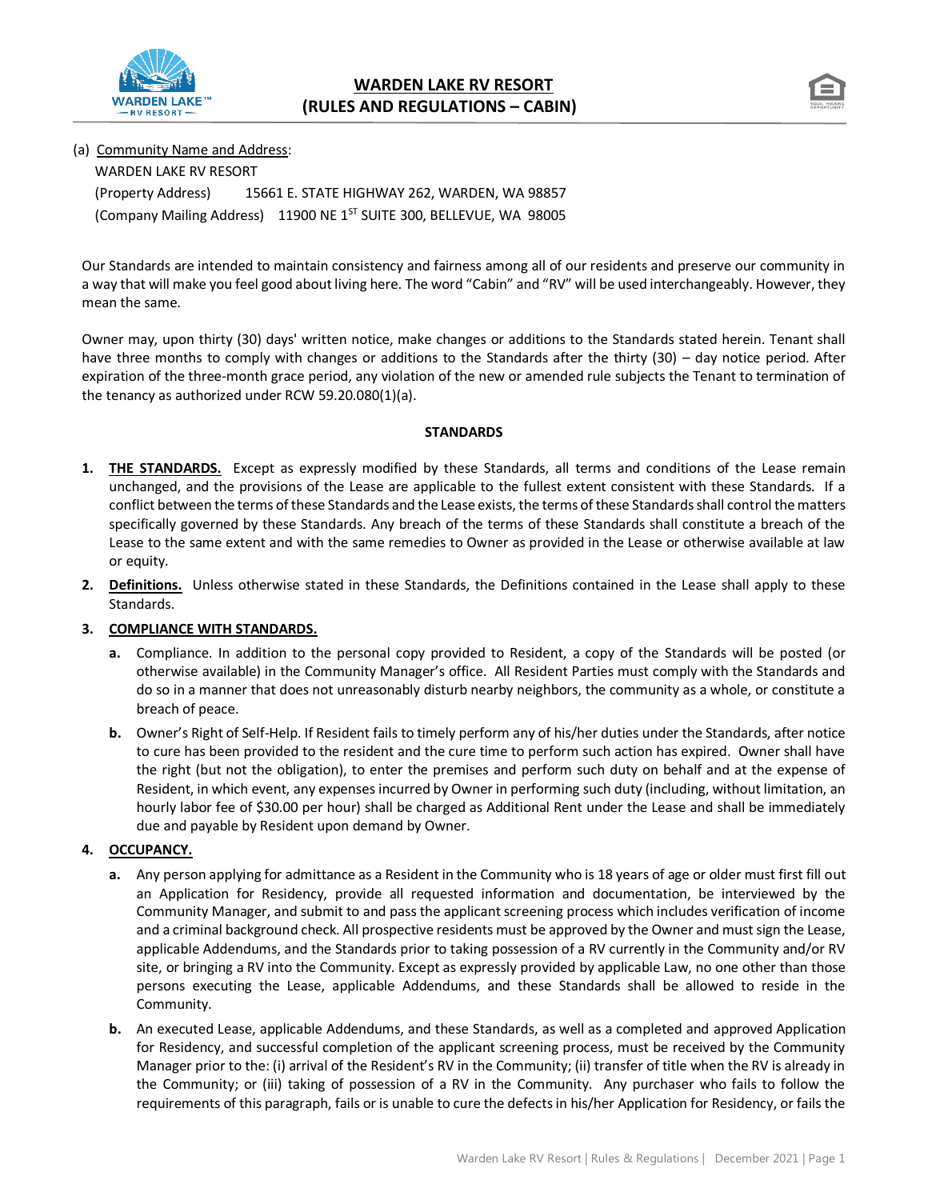# WARDEN LAKE RV RESORT
# (RULES AND REGULATIONS – CABIN)

(a) Community Name and Address:

WARDEN LAKE RV RESORT

(Property Address) 15661 E. STATE HIGHWAY 262, WARDEN, WA 98857

(Company Mailing Address) 11900 NE 1ST SUITE 300, BELLEVUE, WA 98005

Our Standards are intended to maintain consistency and fairness among all of our residents and preserve our community in a way that will make you feel good about living here. The word "Cabin" and "RV" will be used interchangeably. However, they mean the same.

Owner may, upon thirty (30) days' written notice, make changes or additions to the Standards stated herein. Tenant shall have three months to comply with changes or additions to the Standards after the thirty (30) – day notice period. After expiration of the three-month grace period, any violation of the new or amended rule subjects the Tenant to termination of the tenancy as authorized under RCW 59.20.080(1)(a).

## STANDARDS

1. **THE STANDARDS.** Except as expressly modified by these Standards, all terms and conditions of the Lease remain unchanged, and the provisions of the Lease are applicable to the fullest extent consistent with these Standards. If a conflict between the terms of these Standards and the Lease exists, the terms of these Standards shall control the matters specifically governed by these Standards. Any breach of the terms of these Standards shall constitute a breach of the Lease to the same extent and with the same remedies to Owner as provided in the Lease or otherwise available at law or equity.

2. **Definitions.** Unless otherwise stated in these Standards, the Definitions contained in the Lease shall apply to these Standards.

3. **COMPLIANCE WITH STANDARDS.**

   **a.** Compliance. In addition to the personal copy provided to Resident, a copy of the Standards will be posted (or otherwise available) in the Community Manager's office. All Resident Parties must comply with the Standards and do so in a manner that does not unreasonably disturb nearby neighbors, the community as a whole, or constitute a breach of peace.

   **b.** Owner's Right of Self-Help. If Resident fails to timely perform any of his/her duties under the Standards, after notice to cure has been provided to the resident and the cure time to perform such action has expired. Owner shall have the right (but not the obligation), to enter the premises and perform such duty on behalf and at the expense of Resident, in which event, any expenses incurred by Owner in performing such duty (including, without limitation, an hourly labor fee of $30.00 per hour) shall be charged as Additional Rent under the Lease and shall be immediately due and payable by Resident upon demand by Owner.

4. **OCCUPANCY.**

   **a.** Any person applying for admittance as a Resident in the Community who is 18 years of age or older must first fill out an Application for Residency, provide all requested information and documentation, be interviewed by the Community Manager, and submit to and pass the applicant screening process which includes verification of income and a criminal background check. All prospective residents must be approved by the Owner and must sign the Lease, applicable Addendums, and the Standards prior to taking possession of a RV currently in the Community and/or RV site, or bringing a RV into the Community. Except as expressly provided by applicable Law, no one other than those persons executing the Lease, applicable Addendums, and these Standards shall be allowed to reside in the Community.

   **b.** An executed Lease, applicable Addendums, and these Standards, as well as a completed and approved Application for Residency, and successful completion of the applicant screening process, must be received by the Community Manager prior to the: (i) arrival of the Resident's RV in the Community; (ii) transfer of title when the RV is already in the Community; or (iii) taking of possession of a RV in the Community. Any purchaser who fails to follow the requirements of this paragraph, fails or is unable to cure the defects in his/her Application for Residency, or fails the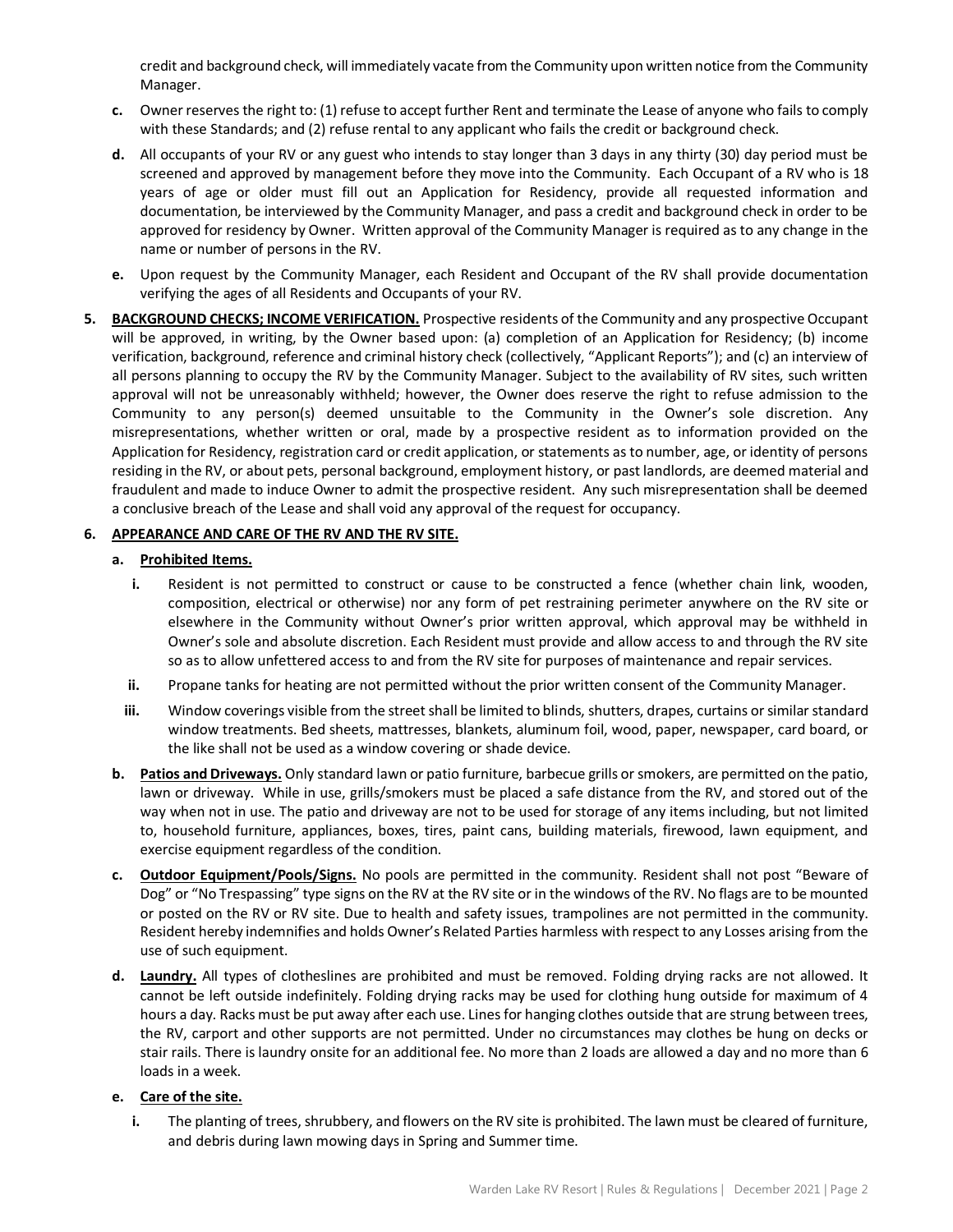credit and background check, will immediately vacate from the Community upon written notice from the Community Manager.

**c.** Owner reserves the right to: (1) refuse to accept further Rent and terminate the Lease of anyone who fails to comply with these Standards; and (2) refuse rental to any applicant who fails the credit or background check.

**d.** All occupants of your RV or any guest who intends to stay longer than 3 days in any thirty (30) day period must be screened and approved by management before they move into the Community. Each Occupant of a RV who is 18 years of age or older must fill out an Application for Residency, provide all requested information and documentation, be interviewed by the Community Manager, and pass a credit and background check in order to be approved for residency by Owner. Written approval of the Community Manager is required as to any change in the name or number of persons in the RV.

**e.** Upon request by the Community Manager, each Resident and Occupant of the RV shall provide documentation verifying the ages of all Residents and Occupants of your RV.

**5. <u>BACKGROUND CHECKS; INCOME VERIFICATION.</u>** Prospective residents of the Community and any prospective Occupant will be approved, in writing, by the Owner based upon: (a) completion of an Application for Residency; (b) income verification, background, reference and criminal history check (collectively, "Applicant Reports"); and (c) an interview of all persons planning to occupy the RV by the Community Manager. Subject to the availability of RV sites, such written approval will not be unreasonably withheld; however, the Owner does reserve the right to refuse admission to the Community to any person(s) deemed unsuitable to the Community in the Owner's sole discretion. Any misrepresentations, whether written or oral, made by a prospective resident as to information provided on the Application for Residency, registration card or credit application, or statements as to number, age, or identity of persons residing in the RV, or about pets, personal background, employment history, or past landlords, are deemed material and fraudulent and made to induce Owner to admit the prospective resident. Any such misrepresentation shall be deemed a conclusive breach of the Lease and shall void any approval of the request for occupancy.

**6. <u>APPEARANCE AND CARE OF THE RV AND THE RV SITE.</u>**

**a. <u>Prohibited Items.</u>**

**i.** Resident is not permitted to construct or cause to be constructed a fence (whether chain link, wooden, composition, electrical or otherwise) nor any form of pet restraining perimeter anywhere on the RV site or elsewhere in the Community without Owner's prior written approval, which approval may be withheld in Owner's sole and absolute discretion. Each Resident must provide and allow access to and through the RV site so as to allow unfettered access to and from the RV site for purposes of maintenance and repair services.

**ii.** Propane tanks for heating are not permitted without the prior written consent of the Community Manager.

**iii.** Window coverings visible from the street shall be limited to blinds, shutters, drapes, curtains or similar standard window treatments. Bed sheets, mattresses, blankets, aluminum foil, wood, paper, newspaper, card board, or the like shall not be used as a window covering or shade device.

**b. <u>Patios and Driveways.</u>** Only standard lawn or patio furniture, barbecue grills or smokers, are permitted on the patio, lawn or driveway. While in use, grills/smokers must be placed a safe distance from the RV, and stored out of the way when not in use. The patio and driveway are not to be used for storage of any items including, but not limited to, household furniture, appliances, boxes, tires, paint cans, building materials, firewood, lawn equipment, and exercise equipment regardless of the condition.

**c. <u>Outdoor Equipment/Pools/Signs.</u>** No pools are permitted in the community. Resident shall not post "Beware of Dog" or "No Trespassing" type signs on the RV at the RV site or in the windows of the RV. No flags are to be mounted or posted on the RV or RV site. Due to health and safety issues, trampolines are not permitted in the community. Resident hereby indemnifies and holds Owner's Related Parties harmless with respect to any Losses arising from the use of such equipment.

**d. <u>Laundry.</u>** All types of clotheslines are prohibited and must be removed. Folding drying racks are not allowed. It cannot be left outside indefinitely. Folding drying racks may be used for clothing hung outside for maximum of 4 hours a day. Racks must be put away after each use. Lines for hanging clothes outside that are strung between trees, the RV, carport and other supports are not permitted. Under no circumstances may clothes be hung on decks or stair rails. There is laundry onsite for an additional fee. No more than 2 loads are allowed a day and no more than 6 loads in a week.

**e. <u>Care of the site.</u>**

**i.** The planting of trees, shrubbery, and flowers on the RV site is prohibited. The lawn must be cleared of furniture, and debris during lawn mowing days in Spring and Summer time.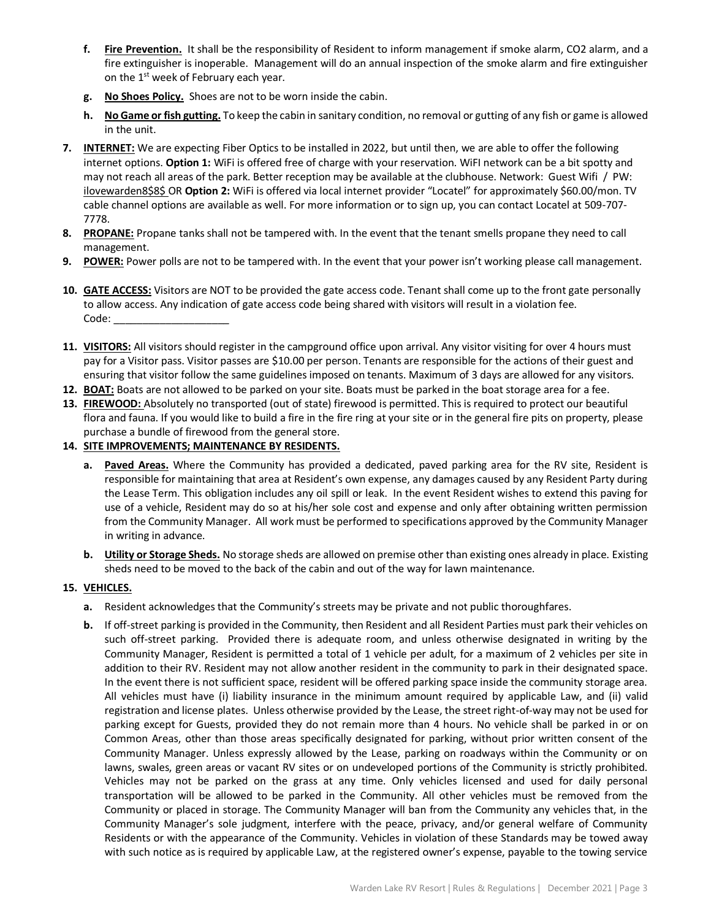f. **Fire Prevention.** It shall be the responsibility of Resident to inform management if smoke alarm, CO2 alarm, and a fire extinguisher is inoperable. Management will do an annual inspection of the smoke alarm and fire extinguisher on the 1st week of February each year.

g. **No Shoes Policy.** Shoes are not to be worn inside the cabin.

h. **No Game or fish gutting.** To keep the cabin in sanitary condition, no removal or gutting of any fish or game is allowed in the unit.

7. **INTERNET:** We are expecting Fiber Optics to be installed in 2022, but until then, we are able to offer the following internet options. **Option 1:** WiFi is offered free of charge with your reservation. WiFI network can be a bit spotty and may not reach all areas of the park. Better reception may be available at the clubhouse. Network: Guest Wifi / PW: ilovewarden8$8$ OR **Option 2:** WiFi is offered via local internet provider "Locatel" for approximately $60.00/mon. TV cable channel options are available as well. For more information or to sign up, you can contact Locatel at 509-707-7778.

8. **PROPANE:** Propane tanks shall not be tampered with. In the event that the tenant smells propane they need to call management.

9. **POWER:** Power polls are not to be tampered with. In the event that your power isn't working please call management.

10. **GATE ACCESS:** Visitors are NOT to be provided the gate access code. Tenant shall come up to the front gate personally to allow access. Any indication of gate access code being shared with visitors will result in a violation fee. Code: ____________________

11. **VISITORS:** All visitors should register in the campground office upon arrival. Any visitor visiting for over 4 hours must pay for a Visitor pass. Visitor passes are $10.00 per person. Tenants are responsible for the actions of their guest and ensuring that visitor follow the same guidelines imposed on tenants. Maximum of 3 days are allowed for any visitors.

12. **BOAT:** Boats are not allowed to be parked on your site. Boats must be parked in the boat storage area for a fee.

13. **FIREWOOD:** Absolutely no transported (out of state) firewood is permitted. This is required to protect our beautiful flora and fauna. If you would like to build a fire in the fire ring at your site or in the general fire pits on property, please purchase a bundle of firewood from the general store.

14. **SITE IMPROVEMENTS; MAINTENANCE BY RESIDENTS.**

a. **Paved Areas.** Where the Community has provided a dedicated, paved parking area for the RV site, Resident is responsible for maintaining that area at Resident's own expense, any damages caused by any Resident Party during the Lease Term. This obligation includes any oil spill or leak. In the event Resident wishes to extend this paving for use of a vehicle, Resident may do so at his/her sole cost and expense and only after obtaining written permission from the Community Manager. All work must be performed to specifications approved by the Community Manager in writing in advance.

b. **Utility or Storage Sheds.** No storage sheds are allowed on premise other than existing ones already in place. Existing sheds need to be moved to the back of the cabin and out of the way for lawn maintenance.

15. **VEHICLES.**

a. Resident acknowledges that the Community's streets may be private and not public thoroughfares.

b. If off-street parking is provided in the Community, then Resident and all Resident Parties must park their vehicles on such off-street parking. Provided there is adequate room, and unless otherwise designated in writing by the Community Manager, Resident is permitted a total of 1 vehicle per adult, for a maximum of 2 vehicles per site in addition to their RV. Resident may not allow another resident in the community to park in their designated space. In the event there is not sufficient space, resident will be offered parking space inside the community storage area. All vehicles must have (i) liability insurance in the minimum amount required by applicable Law, and (ii) valid registration and license plates. Unless otherwise provided by the Lease, the street right-of-way may not be used for parking except for Guests, provided they do not remain more than 4 hours. No vehicle shall be parked in or on Common Areas, other than those areas specifically designated for parking, without prior written consent of the Community Manager. Unless expressly allowed by the Lease, parking on roadways within the Community or on lawns, swales, green areas or vacant RV sites or on undeveloped portions of the Community is strictly prohibited. Vehicles may not be parked on the grass at any time. Only vehicles licensed and used for daily personal transportation will be allowed to be parked in the Community. All other vehicles must be removed from the Community or placed in storage. The Community Manager will ban from the Community any vehicles that, in the Community Manager's sole judgment, interfere with the peace, privacy, and/or general welfare of Community Residents or with the appearance of the Community. Vehicles in violation of these Standards may be towed away with such notice as is required by applicable Law, at the registered owner's expense, payable to the towing service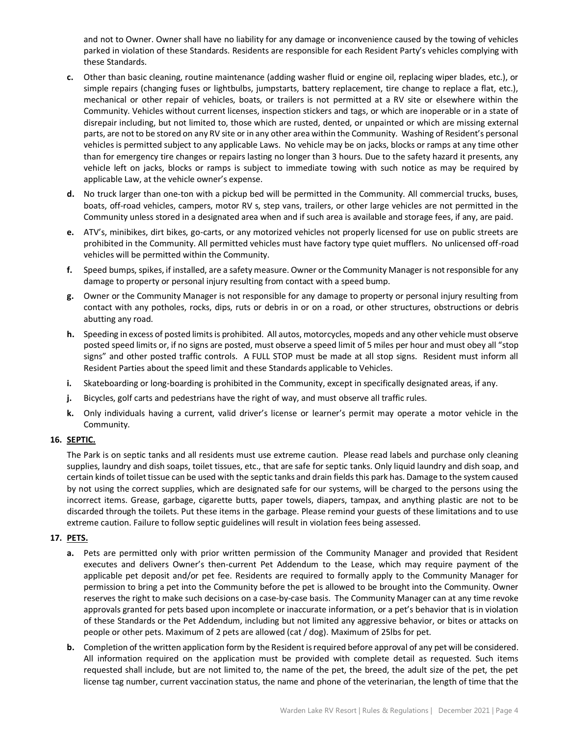and not to Owner. Owner shall have no liability for any damage or inconvenience caused by the towing of vehicles parked in violation of these Standards. Residents are responsible for each Resident Party's vehicles complying with these Standards.

**c.** Other than basic cleaning, routine maintenance (adding washer fluid or engine oil, replacing wiper blades, etc.), or simple repairs (changing fuses or lightbulbs, jumpstarts, battery replacement, tire change to replace a flat, etc.), mechanical or other repair of vehicles, boats, or trailers is not permitted at a RV site or elsewhere within the Community. Vehicles without current licenses, inspection stickers and tags, or which are inoperable or in a state of disrepair including, but not limited to, those which are rusted, dented, or unpainted or which are missing external parts, are not to be stored on any RV site or in any other area within the Community. Washing of Resident's personal vehicles is permitted subject to any applicable Laws. No vehicle may be on jacks, blocks or ramps at any time other than for emergency tire changes or repairs lasting no longer than 3 hours. Due to the safety hazard it presents, any vehicle left on jacks, blocks or ramps is subject to immediate towing with such notice as may be required by applicable Law, at the vehicle owner's expense.

**d.** No truck larger than one-ton with a pickup bed will be permitted in the Community. All commercial trucks, buses, boats, off-road vehicles, campers, motor RV s, step vans, trailers, or other large vehicles are not permitted in the Community unless stored in a designated area when and if such area is available and storage fees, if any, are paid.

**e.** ATV's, minibikes, dirt bikes, go-carts, or any motorized vehicles not properly licensed for use on public streets are prohibited in the Community. All permitted vehicles must have factory type quiet mufflers. No unlicensed off-road vehicles will be permitted within the Community.

**f.** Speed bumps, spikes, if installed, are a safety measure. Owner or the Community Manager is not responsible for any damage to property or personal injury resulting from contact with a speed bump.

**g.** Owner or the Community Manager is not responsible for any damage to property or personal injury resulting from contact with any potholes, rocks, dips, ruts or debris in or on a road, or other structures, obstructions or debris abutting any road.

**h.** Speeding in excess of posted limits is prohibited. All autos, motorcycles, mopeds and any other vehicle must observe posted speed limits or, if no signs are posted, must observe a speed limit of 5 miles per hour and must obey all "stop signs" and other posted traffic controls. A FULL STOP must be made at all stop signs. Resident must inform all Resident Parties about the speed limit and these Standards applicable to Vehicles.

**i.** Skateboarding or long-boarding is prohibited in the Community, except in specifically designated areas, if any.

**j.** Bicycles, golf carts and pedestrians have the right of way, and must observe all traffic rules.

**k.** Only individuals having a current, valid driver's license or learner's permit may operate a motor vehicle in the Community.

## 16. SEPTIC.

The Park is on septic tanks and all residents must use extreme caution. Please read labels and purchase only cleaning supplies, laundry and dish soaps, toilet tissues, etc., that are safe for septic tanks. Only liquid laundry and dish soap, and certain kinds of toilet tissue can be used with the septic tanks and drain fields this park has. Damage to the system caused by not using the correct supplies, which are designated safe for our systems, will be charged to the persons using the incorrect items. Grease, garbage, cigarette butts, paper towels, diapers, tampax, and anything plastic are not to be discarded through the toilets. Put these items in the garbage. Please remind your guests of these limitations and to use extreme caution. Failure to follow septic guidelines will result in violation fees being assessed.

## 17. PETS.

**a.** Pets are permitted only with prior written permission of the Community Manager and provided that Resident executes and delivers Owner's then-current Pet Addendum to the Lease, which may require payment of the applicable pet deposit and/or pet fee. Residents are required to formally apply to the Community Manager for permission to bring a pet into the Community before the pet is allowed to be brought into the Community. Owner reserves the right to make such decisions on a case-by-case basis. The Community Manager can at any time revoke approvals granted for pets based upon incomplete or inaccurate information, or a pet's behavior that is in violation of these Standards or the Pet Addendum, including but not limited any aggressive behavior, or bites or attacks on people or other pets. Maximum of 2 pets are allowed (cat / dog). Maximum of 25lbs for pet.

**b.** Completion of the written application form by the Resident is required before approval of any pet will be considered. All information required on the application must be provided with complete detail as requested. Such items requested shall include, but are not limited to, the name of the pet, the breed, the adult size of the pet, the pet license tag number, current vaccination status, the name and phone of the veterinarian, the length of time that the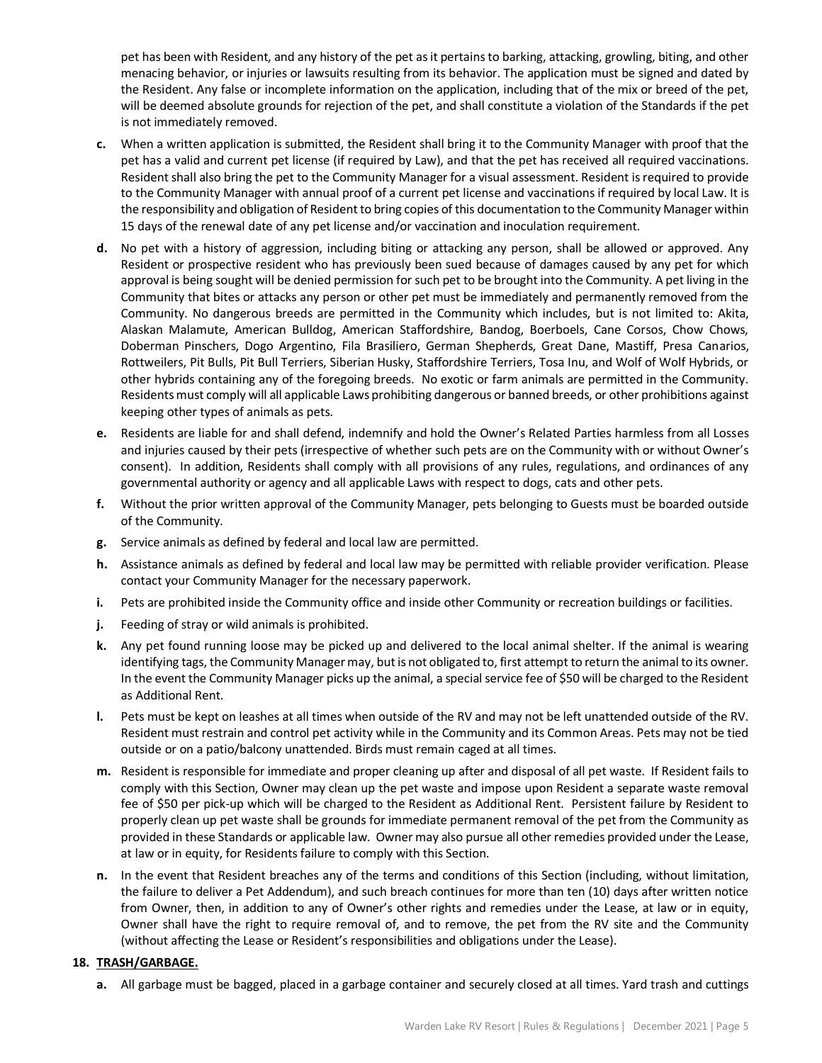pet has been with Resident, and any history of the pet as it pertains to barking, attacking, growling, biting, and other menacing behavior, or injuries or lawsuits resulting from its behavior. The application must be signed and dated by the Resident. Any false or incomplete information on the application, including that of the mix or breed of the pet, will be deemed absolute grounds for rejection of the pet, and shall constitute a violation of the Standards if the pet is not immediately removed.

**c.** When a written application is submitted, the Resident shall bring it to the Community Manager with proof that the pet has a valid and current pet license (if required by Law), and that the pet has received all required vaccinations. Resident shall also bring the pet to the Community Manager for a visual assessment. Resident is required to provide to the Community Manager with annual proof of a current pet license and vaccinations if required by local Law. It is the responsibility and obligation of Resident to bring copies of this documentation to the Community Manager within 15 days of the renewal date of any pet license and/or vaccination and inoculation requirement.

**d.** No pet with a history of aggression, including biting or attacking any person, shall be allowed or approved. Any Resident or prospective resident who has previously been sued because of damages caused by any pet for which approval is being sought will be denied permission for such pet to be brought into the Community. A pet living in the Community that bites or attacks any person or other pet must be immediately and permanently removed from the Community. No dangerous breeds are permitted in the Community which includes, but is not limited to: Akita, Alaskan Malamute, American Bulldog, American Staffordshire, Bandog, Boerboels, Cane Corsos, Chow Chows, Doberman Pinschers, Dogo Argentino, Fila Brasiliero, German Shepherds, Great Dane, Mastiff, Presa Canarios, Rottweilers, Pit Bulls, Pit Bull Terriers, Siberian Husky, Staffordshire Terriers, Tosa Inu, and Wolf of Wolf Hybrids, or other hybrids containing any of the foregoing breeds. No exotic or farm animals are permitted in the Community. Residents must comply will all applicable Laws prohibiting dangerous or banned breeds, or other prohibitions against keeping other types of animals as pets.

**e.** Residents are liable for and shall defend, indemnify and hold the Owner's Related Parties harmless from all Losses and injuries caused by their pets (irrespective of whether such pets are on the Community with or without Owner's consent). In addition, Residents shall comply with all provisions of any rules, regulations, and ordinances of any governmental authority or agency and all applicable Laws with respect to dogs, cats and other pets.

**f.** Without the prior written approval of the Community Manager, pets belonging to Guests must be boarded outside of the Community.

**g.** Service animals as defined by federal and local law are permitted.

**h.** Assistance animals as defined by federal and local law may be permitted with reliable provider verification. Please contact your Community Manager for the necessary paperwork.

**i.** Pets are prohibited inside the Community office and inside other Community or recreation buildings or facilities.

**j.** Feeding of stray or wild animals is prohibited.

**k.** Any pet found running loose may be picked up and delivered to the local animal shelter. If the animal is wearing identifying tags, the Community Manager may, but is not obligated to, first attempt to return the animal to its owner. In the event the Community Manager picks up the animal, a special service fee of $50 will be charged to the Resident as Additional Rent.

**l.** Pets must be kept on leashes at all times when outside of the RV and may not be left unattended outside of the RV. Resident must restrain and control pet activity while in the Community and its Common Areas. Pets may not be tied outside or on a patio/balcony unattended. Birds must remain caged at all times.

**m.** Resident is responsible for immediate and proper cleaning up after and disposal of all pet waste. If Resident fails to comply with this Section, Owner may clean up the pet waste and impose upon Resident a separate waste removal fee of $50 per pick-up which will be charged to the Resident as Additional Rent. Persistent failure by Resident to properly clean up pet waste shall be grounds for immediate permanent removal of the pet from the Community as provided in these Standards or applicable law. Owner may also pursue all other remedies provided under the Lease, at law or in equity, for Residents failure to comply with this Section.

**n.** In the event that Resident breaches any of the terms and conditions of this Section (including, without limitation, the failure to deliver a Pet Addendum), and such breach continues for more than ten (10) days after written notice from Owner, then, in addition to any of Owner's other rights and remedies under the Lease, at law or in equity, Owner shall have the right to require removal of, and to remove, the pet from the RV site and the Community (without affecting the Lease or Resident's responsibilities and obligations under the Lease).

**18. TRASH/GARBAGE.**

**a.** All garbage must be bagged, placed in a garbage container and securely closed at all times. Yard trash and cuttings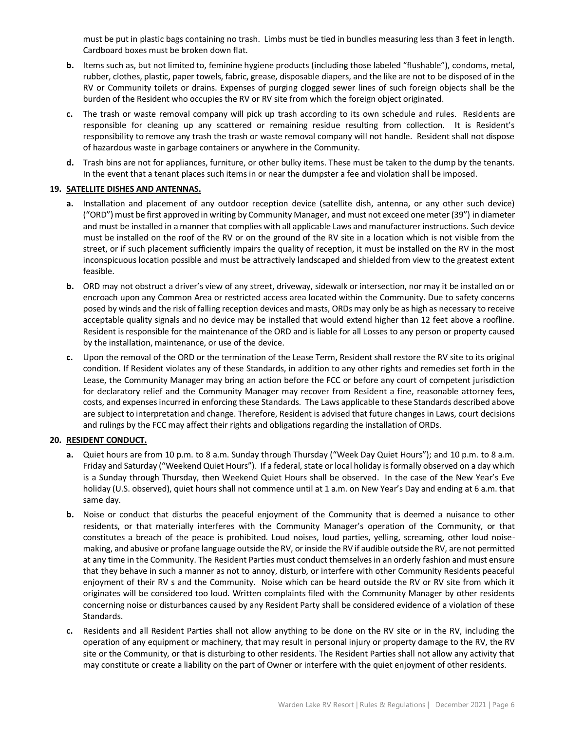must be put in plastic bags containing no trash. Limbs must be tied in bundles measuring less than 3 feet in length. Cardboard boxes must be broken down flat.

**b.** Items such as, but not limited to, feminine hygiene products (including those labeled "flushable"), condoms, metal, rubber, clothes, plastic, paper towels, fabric, grease, disposable diapers, and the like are not to be disposed of in the RV or Community toilets or drains. Expenses of purging clogged sewer lines of such foreign objects shall be the burden of the Resident who occupies the RV or RV site from which the foreign object originated.

**c.** The trash or waste removal company will pick up trash according to its own schedule and rules. Residents are responsible for cleaning up any scattered or remaining residue resulting from collection. It is Resident's responsibility to remove any trash the trash or waste removal company will not handle. Resident shall not dispose of hazardous waste in garbage containers or anywhere in the Community.

**d.** Trash bins are not for appliances, furniture, or other bulky items. These must be taken to the dump by the tenants. In the event that a tenant places such items in or near the dumpster a fee and violation shall be imposed.

**19. SATELLITE DISHES AND ANTENNAS.**

**a.** Installation and placement of any outdoor reception device (satellite dish, antenna, or any other such device) ("ORD") must be first approved in writing by Community Manager, and must not exceed one meter (39") in diameter and must be installed in a manner that complies with all applicable Laws and manufacturer instructions. Such device must be installed on the roof of the RV or on the ground of the RV site in a location which is not visible from the street, or if such placement sufficiently impairs the quality of reception, it must be installed on the RV in the most inconspicuous location possible and must be attractively landscaped and shielded from view to the greatest extent feasible.

**b.** ORD may not obstruct a driver's view of any street, driveway, sidewalk or intersection, nor may it be installed on or encroach upon any Common Area or restricted access area located within the Community. Due to safety concerns posed by winds and the risk of falling reception devices and masts, ORDs may only be as high as necessary to receive acceptable quality signals and no device may be installed that would extend higher than 12 feet above a roofline. Resident is responsible for the maintenance of the ORD and is liable for all Losses to any person or property caused by the installation, maintenance, or use of the device.

**c.** Upon the removal of the ORD or the termination of the Lease Term, Resident shall restore the RV site to its original condition. If Resident violates any of these Standards, in addition to any other rights and remedies set forth in the Lease, the Community Manager may bring an action before the FCC or before any court of competent jurisdiction for declaratory relief and the Community Manager may recover from Resident a fine, reasonable attorney fees, costs, and expenses incurred in enforcing these Standards. The Laws applicable to these Standards described above are subject to interpretation and change. Therefore, Resident is advised that future changes in Laws, court decisions and rulings by the FCC may affect their rights and obligations regarding the installation of ORDs.

**20. RESIDENT CONDUCT.**

**a.** Quiet hours are from 10 p.m. to 8 a.m. Sunday through Thursday ("Week Day Quiet Hours"); and 10 p.m. to 8 a.m. Friday and Saturday ("Weekend Quiet Hours"). If a federal, state or local holiday is formally observed on a day which is a Sunday through Thursday, then Weekend Quiet Hours shall be observed. In the case of the New Year's Eve holiday (U.S. observed), quiet hours shall not commence until at 1 a.m. on New Year's Day and ending at 6 a.m. that same day.

**b.** Noise or conduct that disturbs the peaceful enjoyment of the Community that is deemed a nuisance to other residents, or that materially interferes with the Community Manager's operation of the Community, or that constitutes a breach of the peace is prohibited. Loud noises, loud parties, yelling, screaming, other loud noise-making, and abusive or profane language outside the RV, or inside the RV if audible outside the RV, are not permitted at any time in the Community. The Resident Parties must conduct themselves in an orderly fashion and must ensure that they behave in such a manner as not to annoy, disturb, or interfere with other Community Residents peaceful enjoyment of their RV s and the Community. Noise which can be heard outside the RV or RV site from which it originates will be considered too loud. Written complaints filed with the Community Manager by other residents concerning noise or disturbances caused by any Resident Party shall be considered evidence of a violation of these Standards.

**c.** Residents and all Resident Parties shall not allow anything to be done on the RV site or in the RV, including the operation of any equipment or machinery, that may result in personal injury or property damage to the RV, the RV site or the Community, or that is disturbing to other residents. The Resident Parties shall not allow any activity that may constitute or create a liability on the part of Owner or interfere with the quiet enjoyment of other residents.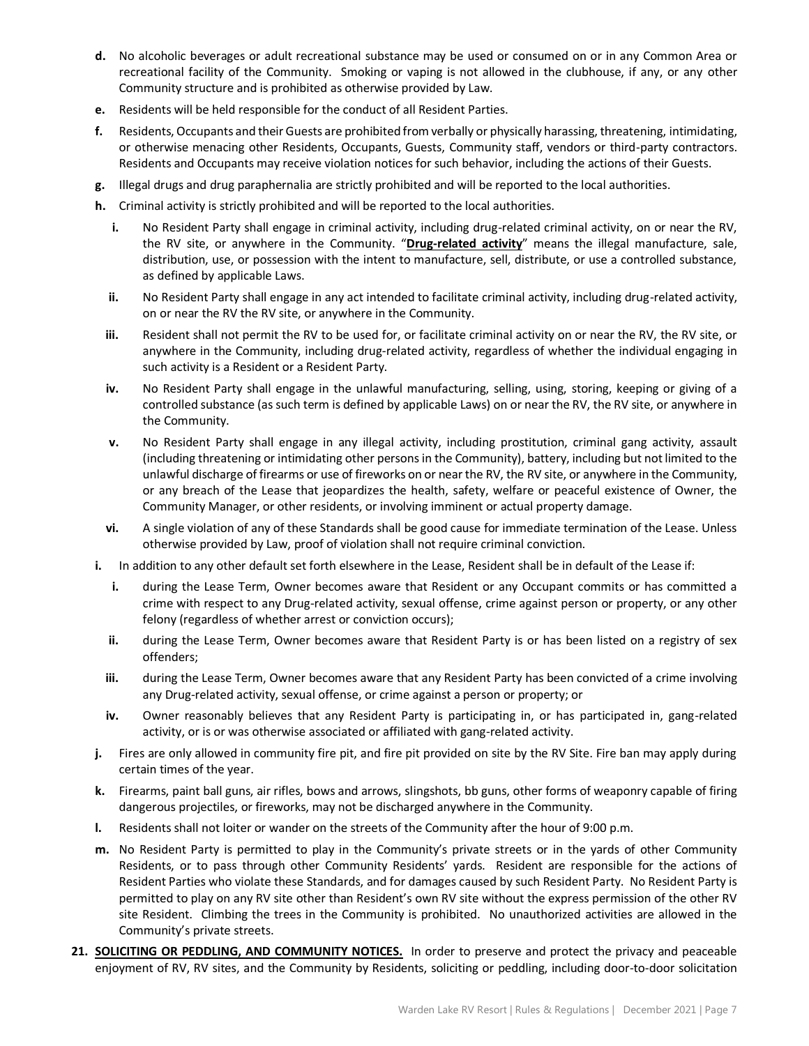**d.** No alcoholic beverages or adult recreational substance may be used or consumed on or in any Common Area or recreational facility of the Community. Smoking or vaping is not allowed in the clubhouse, if any, or any other Community structure and is prohibited as otherwise provided by Law.

**e.** Residents will be held responsible for the conduct of all Resident Parties.

**f.** Residents, Occupants and their Guests are prohibited from verbally or physically harassing, threatening, intimidating, or otherwise menacing other Residents, Occupants, Guests, Community staff, vendors or third-party contractors. Residents and Occupants may receive violation notices for such behavior, including the actions of their Guests.

**g.** Illegal drugs and drug paraphernalia are strictly prohibited and will be reported to the local authorities.

**h.** Criminal activity is strictly prohibited and will be reported to the local authorities.

- **i.** No Resident Party shall engage in criminal activity, including drug-related criminal activity, on or near the RV, the RV site, or anywhere in the Community. "**<u>Drug-related activity</u>**" means the illegal manufacture, sale, distribution, use, or possession with the intent to manufacture, sell, distribute, or use a controlled substance, as defined by applicable Laws.
- **ii.** No Resident Party shall engage in any act intended to facilitate criminal activity, including drug-related activity, on or near the RV the RV site, or anywhere in the Community.
- **iii.** Resident shall not permit the RV to be used for, or facilitate criminal activity on or near the RV, the RV site, or anywhere in the Community, including drug-related activity, regardless of whether the individual engaging in such activity is a Resident or a Resident Party.
- **iv.** No Resident Party shall engage in the unlawful manufacturing, selling, using, storing, keeping or giving of a controlled substance (as such term is defined by applicable Laws) on or near the RV, the RV site, or anywhere in the Community.
- **v.** No Resident Party shall engage in any illegal activity, including prostitution, criminal gang activity, assault (including threatening or intimidating other persons in the Community), battery, including but not limited to the unlawful discharge of firearms or use of fireworks on or near the RV, the RV site, or anywhere in the Community, or any breach of the Lease that jeopardizes the health, safety, welfare or peaceful existence of Owner, the Community Manager, or other residents, or involving imminent or actual property damage.
- **vi.** A single violation of any of these Standards shall be good cause for immediate termination of the Lease. Unless otherwise provided by Law, proof of violation shall not require criminal conviction.

**i.** In addition to any other default set forth elsewhere in the Lease, Resident shall be in default of the Lease if:

- **i.** during the Lease Term, Owner becomes aware that Resident or any Occupant commits or has committed a crime with respect to any Drug-related activity, sexual offense, crime against person or property, or any other felony (regardless of whether arrest or conviction occurs);
- **ii.** during the Lease Term, Owner becomes aware that Resident Party is or has been listed on a registry of sex offenders;
- **iii.** during the Lease Term, Owner becomes aware that any Resident Party has been convicted of a crime involving any Drug-related activity, sexual offense, or crime against a person or property; or
- **iv.** Owner reasonably believes that any Resident Party is participating in, or has participated in, gang-related activity, or is or was otherwise associated or affiliated with gang-related activity.

**j.** Fires are only allowed in community fire pit, and fire pit provided on site by the RV Site. Fire ban may apply during certain times of the year.

**k.** Firearms, paint ball guns, air rifles, bows and arrows, slingshots, bb guns, other forms of weaponry capable of firing dangerous projectiles, or fireworks, may not be discharged anywhere in the Community.

**l.** Residents shall not loiter or wander on the streets of the Community after the hour of 9:00 p.m.

**m.** No Resident Party is permitted to play in the Community's private streets or in the yards of other Community Residents, or to pass through other Community Residents' yards. Resident are responsible for the actions of Resident Parties who violate these Standards, and for damages caused by such Resident Party. No Resident Party is permitted to play on any RV site other than Resident's own RV site without the express permission of the other RV site Resident. Climbing the trees in the Community is prohibited. No unauthorized activities are allowed in the Community's private streets.

**21. <u>SOLICITING OR PEDDLING, AND COMMUNITY NOTICES.</u>** In order to preserve and protect the privacy and peaceable enjoyment of RV, RV sites, and the Community by Residents, soliciting or peddling, including door-to-door solicitation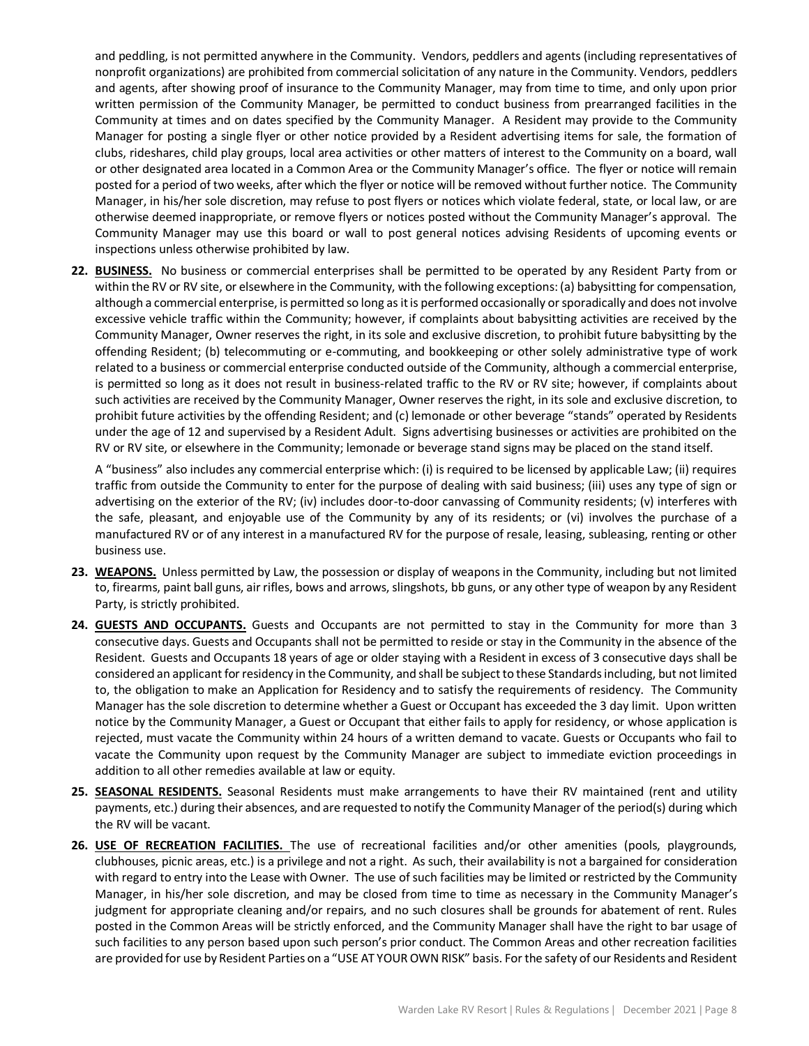and peddling, is not permitted anywhere in the Community. Vendors, peddlers and agents (including representatives of nonprofit organizations) are prohibited from commercial solicitation of any nature in the Community. Vendors, peddlers and agents, after showing proof of insurance to the Community Manager, may from time to time, and only upon prior written permission of the Community Manager, be permitted to conduct business from prearranged facilities in the Community at times and on dates specified by the Community Manager. A Resident may provide to the Community Manager for posting a single flyer or other notice provided by a Resident advertising items for sale, the formation of clubs, rideshares, child play groups, local area activities or other matters of interest to the Community on a board, wall or other designated area located in a Common Area or the Community Manager's office. The flyer or notice will remain posted for a period of two weeks, after which the flyer or notice will be removed without further notice. The Community Manager, in his/her sole discretion, may refuse to post flyers or notices which violate federal, state, or local law, or are otherwise deemed inappropriate, or remove flyers or notices posted without the Community Manager's approval. The Community Manager may use this board or wall to post general notices advising Residents of upcoming events or inspections unless otherwise prohibited by law.

22. **BUSINESS.** No business or commercial enterprises shall be permitted to be operated by any Resident Party from or within the RV or RV site, or elsewhere in the Community, with the following exceptions: (a) babysitting for compensation, although a commercial enterprise, is permitted so long as it is performed occasionally or sporadically and does not involve excessive vehicle traffic within the Community; however, if complaints about babysitting activities are received by the Community Manager, Owner reserves the right, in its sole and exclusive discretion, to prohibit future babysitting by the offending Resident; (b) telecommuting or e-commuting, and bookkeeping or other solely administrative type of work related to a business or commercial enterprise conducted outside of the Community, although a commercial enterprise, is permitted so long as it does not result in business-related traffic to the RV or RV site; however, if complaints about such activities are received by the Community Manager, Owner reserves the right, in its sole and exclusive discretion, to prohibit future activities by the offending Resident; and (c) lemonade or other beverage "stands" operated by Residents under the age of 12 and supervised by a Resident Adult. Signs advertising businesses or activities are prohibited on the RV or RV site, or elsewhere in the Community; lemonade or beverage stand signs may be placed on the stand itself.

    A "business" also includes any commercial enterprise which: (i) is required to be licensed by applicable Law; (ii) requires traffic from outside the Community to enter for the purpose of dealing with said business; (iii) uses any type of sign or advertising on the exterior of the RV; (iv) includes door-to-door canvassing of Community residents; (v) interferes with the safe, pleasant, and enjoyable use of the Community by any of its residents; or (vi) involves the purchase of a manufactured RV or of any interest in a manufactured RV for the purpose of resale, leasing, subleasing, renting or other business use.

23. **WEAPONS.** Unless permitted by Law, the possession or display of weapons in the Community, including but not limited to, firearms, paint ball guns, air rifles, bows and arrows, slingshots, bb guns, or any other type of weapon by any Resident Party, is strictly prohibited.

24. **GUESTS AND OCCUPANTS.** Guests and Occupants are not permitted to stay in the Community for more than 3 consecutive days. Guests and Occupants shall not be permitted to reside or stay in the Community in the absence of the Resident. Guests and Occupants 18 years of age or older staying with a Resident in excess of 3 consecutive days shall be considered an applicant for residency in the Community, and shall be subject to these Standards including, but not limited to, the obligation to make an Application for Residency and to satisfy the requirements of residency. The Community Manager has the sole discretion to determine whether a Guest or Occupant has exceeded the 3 day limit. Upon written notice by the Community Manager, a Guest or Occupant that either fails to apply for residency, or whose application is rejected, must vacate the Community within 24 hours of a written demand to vacate. Guests or Occupants who fail to vacate the Community upon request by the Community Manager are subject to immediate eviction proceedings in addition to all other remedies available at law or equity.

25. **SEASONAL RESIDENTS.** Seasonal Residents must make arrangements to have their RV maintained (rent and utility payments, etc.) during their absences, and are requested to notify the Community Manager of the period(s) during which the RV will be vacant.

26. **USE OF RECREATION FACILITIES.** The use of recreational facilities and/or other amenities (pools, playgrounds, clubhouses, picnic areas, etc.) is a privilege and not a right. As such, their availability is not a bargained for consideration with regard to entry into the Lease with Owner. The use of such facilities may be limited or restricted by the Community Manager, in his/her sole discretion, and may be closed from time to time as necessary in the Community Manager's judgment for appropriate cleaning and/or repairs, and no such closures shall be grounds for abatement of rent. Rules posted in the Common Areas will be strictly enforced, and the Community Manager shall have the right to bar usage of such facilities to any person based upon such person's prior conduct. The Common Areas and other recreation facilities are provided for use by Resident Parties on a "USE AT YOUR OWN RISK" basis. For the safety of our Residents and Resident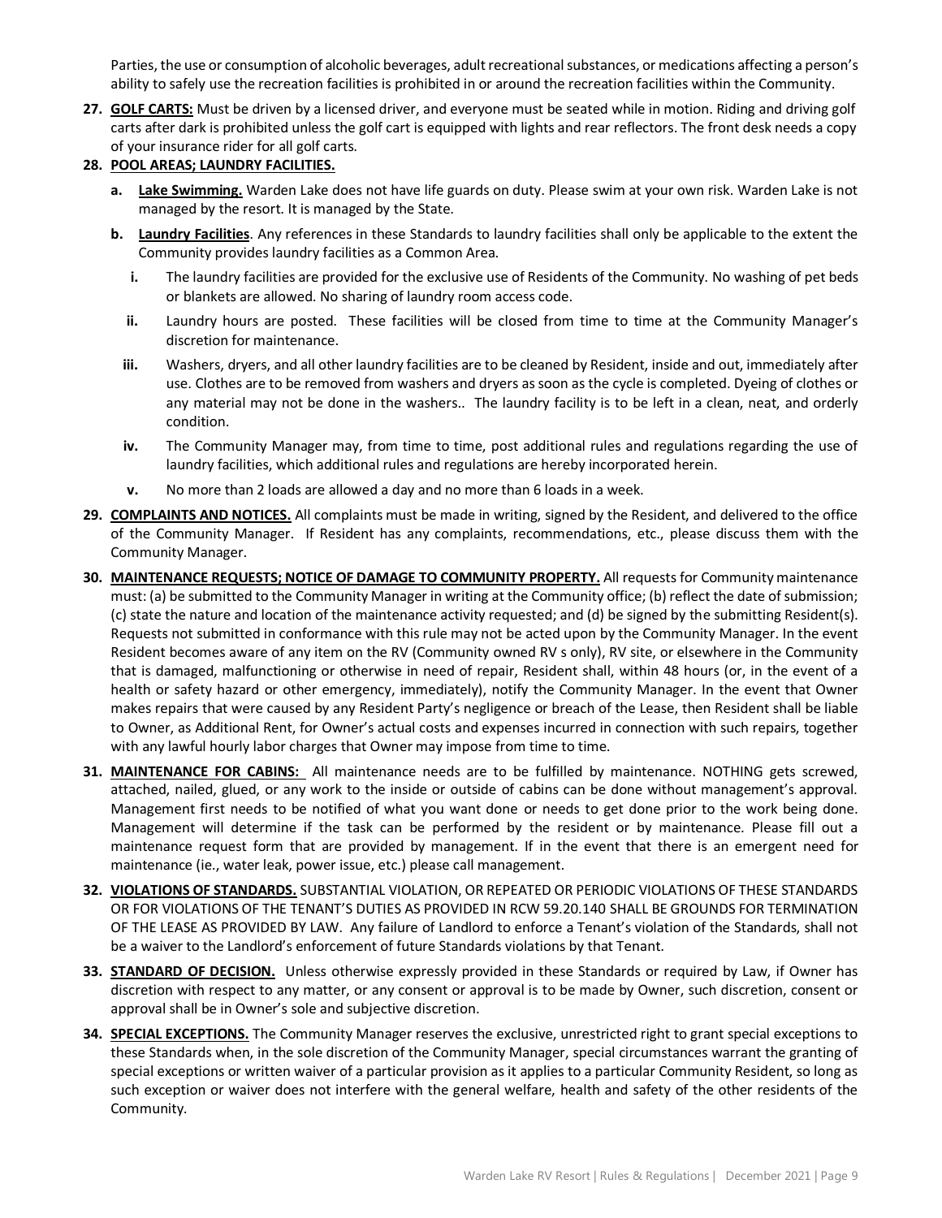Parties, the use or consumption of alcoholic beverages, adult recreational substances, or medications affecting a person's ability to safely use the recreation facilities is prohibited in or around the recreation facilities within the Community.

27. **GOLF CARTS:** Must be driven by a licensed driver, and everyone must be seated while in motion. Riding and driving golf carts after dark is prohibited unless the golf cart is equipped with lights and rear reflectors. The front desk needs a copy of your insurance rider for all golf carts.

28. **POOL AREAS; LAUNDRY FACILITIES.**

    a. **Lake Swimming.** Warden Lake does not have life guards on duty. Please swim at your own risk. Warden Lake is not managed by the resort. It is managed by the State.

    b. **Laundry Facilities**. Any references in these Standards to laundry facilities shall only be applicable to the extent the Community provides laundry facilities as a Common Area.

        i. The laundry facilities are provided for the exclusive use of Residents of the Community. No washing of pet beds or blankets are allowed. No sharing of laundry room access code.

        ii. Laundry hours are posted. These facilities will be closed from time to time at the Community Manager's discretion for maintenance.

        iii. Washers, dryers, and all other laundry facilities are to be cleaned by Resident, inside and out, immediately after use. Clothes are to be removed from washers and dryers as soon as the cycle is completed. Dyeing of clothes or any material may not be done in the washers.. The laundry facility is to be left in a clean, neat, and orderly condition.

        iv. The Community Manager may, from time to time, post additional rules and regulations regarding the use of laundry facilities, which additional rules and regulations are hereby incorporated herein.

        v. No more than 2 loads are allowed a day and no more than 6 loads in a week.

29. **COMPLAINTS AND NOTICES.** All complaints must be made in writing, signed by the Resident, and delivered to the office of the Community Manager. If Resident has any complaints, recommendations, etc., please discuss them with the Community Manager.

30. **MAINTENANCE REQUESTS; NOTICE OF DAMAGE TO COMMUNITY PROPERTY.** All requests for Community maintenance must: (a) be submitted to the Community Manager in writing at the Community office; (b) reflect the date of submission; (c) state the nature and location of the maintenance activity requested; and (d) be signed by the submitting Resident(s). Requests not submitted in conformance with this rule may not be acted upon by the Community Manager. In the event Resident becomes aware of any item on the RV (Community owned RV s only), RV site, or elsewhere in the Community that is damaged, malfunctioning or otherwise in need of repair, Resident shall, within 48 hours (or, in the event of a health or safety hazard or other emergency, immediately), notify the Community Manager. In the event that Owner makes repairs that were caused by any Resident Party's negligence or breach of the Lease, then Resident shall be liable to Owner, as Additional Rent, for Owner's actual costs and expenses incurred in connection with such repairs, together with any lawful hourly labor charges that Owner may impose from time to time.

31. **MAINTENANCE FOR CABINS:** All maintenance needs are to be fulfilled by maintenance. NOTHING gets screwed, attached, nailed, glued, or any work to the inside or outside of cabins can be done without management's approval. Management first needs to be notified of what you want done or needs to get done prior to the work being done. Management will determine if the task can be performed by the resident or by maintenance. Please fill out a maintenance request form that are provided by management. If in the event that there is an emergent need for maintenance (ie., water leak, power issue, etc.) please call management.

32. **VIOLATIONS OF STANDARDS.** SUBSTANTIAL VIOLATION, OR REPEATED OR PERIODIC VIOLATIONS OF THESE STANDARDS OR FOR VIOLATIONS OF THE TENANT'S DUTIES AS PROVIDED IN RCW 59.20.140 SHALL BE GROUNDS FOR TERMINATION OF THE LEASE AS PROVIDED BY LAW. Any failure of Landlord to enforce a Tenant's violation of the Standards, shall not be a waiver to the Landlord's enforcement of future Standards violations by that Tenant.

33. **STANDARD OF DECISION.** Unless otherwise expressly provided in these Standards or required by Law, if Owner has discretion with respect to any matter, or any consent or approval is to be made by Owner, such discretion, consent or approval shall be in Owner's sole and subjective discretion.

34. **SPECIAL EXCEPTIONS.** The Community Manager reserves the exclusive, unrestricted right to grant special exceptions to these Standards when, in the sole discretion of the Community Manager, special circumstances warrant the granting of special exceptions or written waiver of a particular provision as it applies to a particular Community Resident, so long as such exception or waiver does not interfere with the general welfare, health and safety of the other residents of the Community.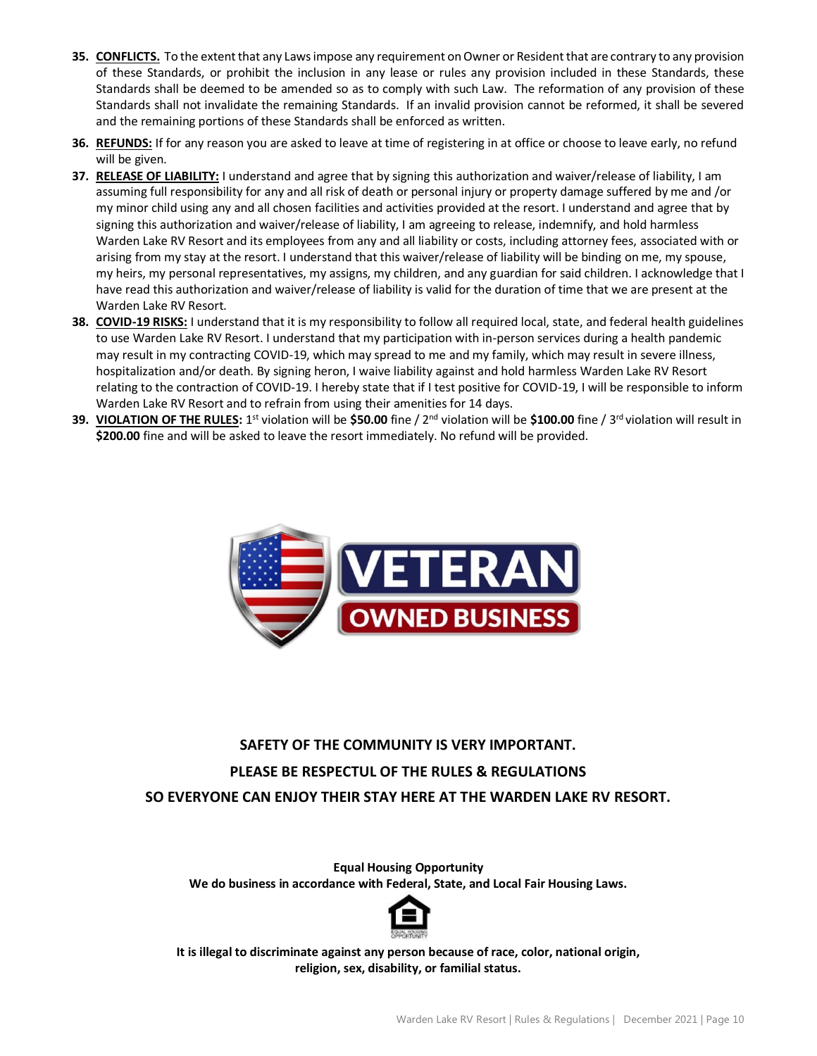35. **CONFLICTS.** To the extent that any Laws impose any requirement on Owner or Resident that are contrary to any provision of these Standards, or prohibit the inclusion in any lease or rules any provision included in these Standards, these Standards shall be deemed to be amended so as to comply with such Law. The reformation of any provision of these Standards shall not invalidate the remaining Standards. If an invalid provision cannot be reformed, it shall be severed and the remaining portions of these Standards shall be enforced as written.
36. **REFUNDS:** If for any reason you are asked to leave at time of registering in at office or choose to leave early, no refund will be given.
37. **RELEASE OF LIABILITY:** I understand and agree that by signing this authorization and waiver/release of liability, I am assuming full responsibility for any and all risk of death or personal injury or property damage suffered by me and /or my minor child using any and all chosen facilities and activities provided at the resort. I understand and agree that by signing this authorization and waiver/release of liability, I am agreeing to release, indemnify, and hold harmless Warden Lake RV Resort and its employees from any and all liability or costs, including attorney fees, associated with or arising from my stay at the resort. I understand that this waiver/release of liability will be binding on me, my spouse, my heirs, my personal representatives, my assigns, my children, and any guardian for said children. I acknowledge that I have read this authorization and waiver/release of liability is valid for the duration of time that we are present at the Warden Lake RV Resort.
38. **COVID-19 RISKS:** I understand that it is my responsibility to follow all required local, state, and federal health guidelines to use Warden Lake RV Resort. I understand that my participation with in-person services during a health pandemic may result in my contracting COVID-19, which may spread to me and my family, which may result in severe illness, hospitalization and/or death. By signing heron, I waive liability against and hold harmless Warden Lake RV Resort relating to the contraction of COVID-19. I hereby state that if I test positive for COVID-19, I will be responsible to inform Warden Lake RV Resort and to refrain from using their amenities for 14 days.
39. **VIOLATION OF THE RULES:** 1st violation will be **$50.00** fine / 2nd violation will be **$100.00** fine / 3rd violation will result in **$200.00** fine and will be asked to leave the resort immediately. No refund will be provided.

VETERAN OWNED BUSINESS

**SAFETY OF THE COMMUNITY IS VERY IMPORTANT.**

**PLEASE BE RESPECTUL OF THE RULES & REGULATIONS**

**SO EVERYONE CAN ENJOY THEIR STAY HERE AT THE WARDEN LAKE RV RESORT.**

**Equal Housing Opportunity**
**We do business in accordance with Federal, State, and Local Fair Housing Laws.**

**It is illegal to discriminate against any person because of race, color, national origin, religion, sex, disability, or familial status.**